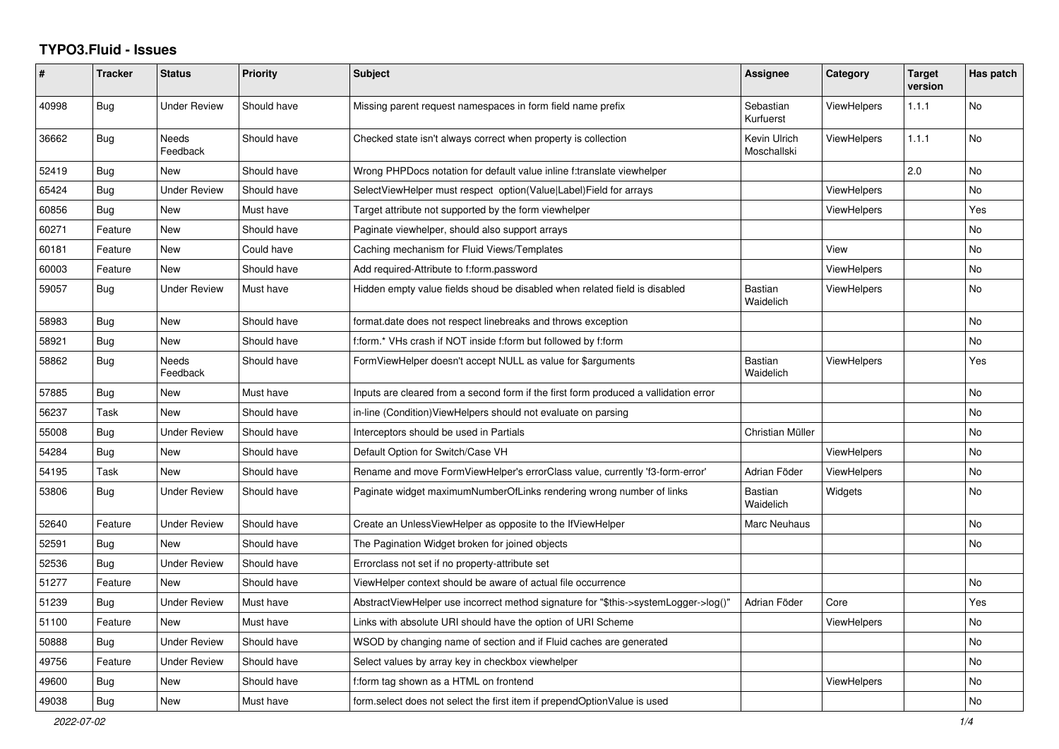# TYPO3.Fluid - Issues

| # | Tracker | Status | Priority | Subject | Assignee | Category | Target version | Has patch |
|---|---|---|---|---|---|---|---|---|
| 40998 | Bug | Under Review | Should have | Missing parent request namespaces in form field name prefix | Sebastian Kurfuerst | ViewHelpers | 1.1.1 | No |
| 36662 | Bug | Needs Feedback | Should have | Checked state isn't always correct when property is collection | Kevin Ulrich Moschallski | ViewHelpers | 1.1.1 | No |
| 52419 | Bug | New | Should have | Wrong PHPDocs notation for default value inline f:translate viewhelper | | | 2.0 | No |
| 65424 | Bug | Under Review | Should have | SelectViewHelper must respect option(Value\|Label)Field for arrays | | ViewHelpers | | No |
| 60856 | Bug | New | Must have | Target attribute not supported by the form viewhelper | | ViewHelpers | | Yes |
| 60271 | Feature | New | Should have | Paginate viewhelper, should also support arrays | | | | No |
| 60181 | Feature | New | Could have | Caching mechanism for Fluid Views/Templates | | View | | No |
| 60003 | Feature | New | Should have | Add required-Attribute to f:form.password | | ViewHelpers | | No |
| 59057 | Bug | Under Review | Must have | Hidden empty value fields shoud be disabled when related field is disabled | Bastian Waidelich | ViewHelpers | | No |
| 58983 | Bug | New | Should have | format.date does not respect linebreaks and throws exception | | | | No |
| 58921 | Bug | New | Should have | f:form.* VHs crash if NOT inside f:form but followed by f:form | | | | No |
| 58862 | Bug | Needs Feedback | Should have | FormViewHelper doesn't accept NULL as value for $arguments | Bastian Waidelich | ViewHelpers | | Yes |
| 57885 | Bug | New | Must have | Inputs are cleared from a second form if the first form produced a vallidation error | | | | No |
| 56237 | Task | New | Should have | in-line (Condition)ViewHelpers should not evaluate on parsing | | | | No |
| 55008 | Bug | Under Review | Should have | Interceptors should be used in Partials | Christian Müller | | | No |
| 54284 | Bug | New | Should have | Default Option for Switch/Case VH | | ViewHelpers | | No |
| 54195 | Task | New | Should have | Rename and move FormViewHelper's errorClass value, currently 'f3-form-error' | Adrian Föder | ViewHelpers | | No |
| 53806 | Bug | Under Review | Should have | Paginate widget maximumNumberOfLinks rendering wrong number of links | Bastian Waidelich | Widgets | | No |
| 52640 | Feature | Under Review | Should have | Create an UnlessViewHelper as opposite to the IfViewHelper | Marc Neuhaus | | | No |
| 52591 | Bug | New | Should have | The Pagination Widget broken for joined objects | | | | No |
| 52536 | Bug | Under Review | Should have | Errorclass not set if no property-attribute set | | | | |
| 51277 | Feature | New | Should have | ViewHelper context should be aware of actual file occurrence | | | | No |
| 51239 | Bug | Under Review | Must have | AbstractViewHelper use incorrect method signature for "$this->systemLogger->log()" | Adrian Föder | Core | | Yes |
| 51100 | Feature | New | Must have | Links with absolute URI should have the option of URI Scheme | | ViewHelpers | | No |
| 50888 | Bug | Under Review | Should have | WSOD by changing name of section and if Fluid caches are generated | | | | No |
| 49756 | Feature | Under Review | Should have | Select values by array key in checkbox viewhelper | | | | No |
| 49600 | Bug | New | Should have | f:form tag shown as a HTML on frontend | | ViewHelpers | | No |
| 49038 | Bug | New | Must have | form.select does not select the first item if prependOptionValue is used | | | | No |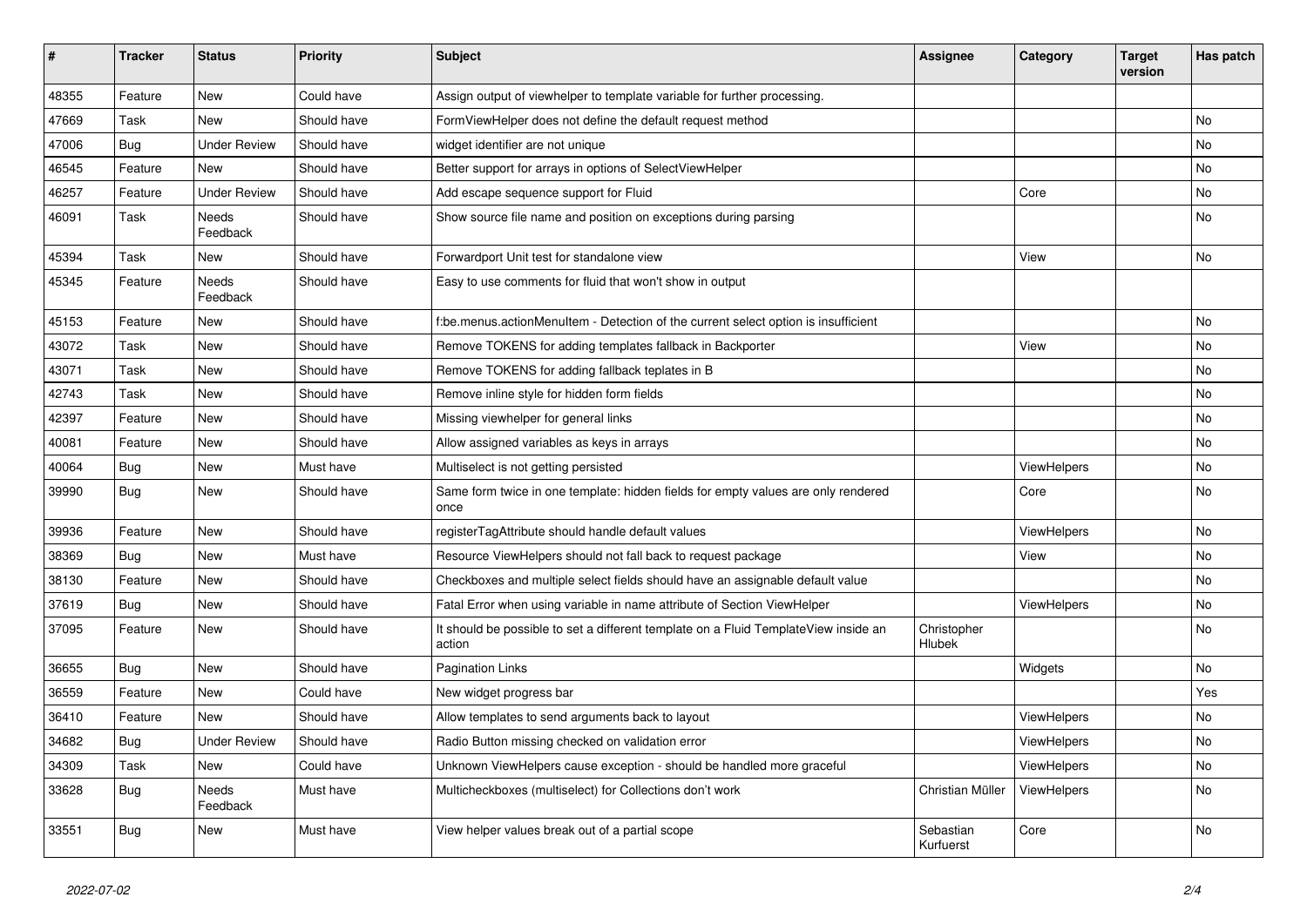| # | Tracker | Status | Priority | Subject | Assignee | Category | Target version | Has patch |
|---|---|---|---|---|---|---|---|---|
| 48355 | Feature | New | Could have | Assign output of viewhelper to template variable for further processing. | | | | |
| 47669 | Task | New | Should have | FormViewHelper does not define the default request method | | | | No |
| 47006 | Bug | Under Review | Should have | widget identifier are not unique | | | | No |
| 46545 | Feature | New | Should have | Better support for arrays in options of SelectViewHelper | | | | No |
| 46257 | Feature | Under Review | Should have | Add escape sequence support for Fluid | | Core | | No |
| 46091 | Task | Needs Feedback | Should have | Show source file name and position on exceptions during parsing | | | | No |
| 45394 | Task | New | Should have | Forwardport Unit test for standalone view | | View | | No |
| 45345 | Feature | Needs Feedback | Should have | Easy to use comments for fluid that won't show in output | | | | |
| 45153 | Feature | New | Should have | f:be.menus.actionMenuItem - Detection of the current select option is insufficient | | | | No |
| 43072 | Task | New | Should have | Remove TOKENS for adding templates fallback in Backporter | | View | | No |
| 43071 | Task | New | Should have | Remove TOKENS for adding fallback teplates in B | | | | No |
| 42743 | Task | New | Should have | Remove inline style for hidden form fields | | | | No |
| 42397 | Feature | New | Should have | Missing viewhelper for general links | | | | No |
| 40081 | Feature | New | Should have | Allow assigned variables as keys in arrays | | | | No |
| 40064 | Bug | New | Must have | Multiselect is not getting persisted | | ViewHelpers | | No |
| 39990 | Bug | New | Should have | Same form twice in one template: hidden fields for empty values are only rendered once | | Core | | No |
| 39936 | Feature | New | Should have | registerTagAttribute should handle default values | | ViewHelpers | | No |
| 38369 | Bug | New | Must have | Resource ViewHelpers should not fall back to request package | | View | | No |
| 38130 | Feature | New | Should have | Checkboxes and multiple select fields should have an assignable default value | | | | No |
| 37619 | Bug | New | Should have | Fatal Error when using variable in name attribute of Section ViewHelper | | ViewHelpers | | No |
| 37095 | Feature | New | Should have | It should be possible to set a different template on a Fluid TemplateView inside an action | Christopher Hlubek | | | No |
| 36655 | Bug | New | Should have | Pagination Links | | Widgets | | No |
| 36559 | Feature | New | Could have | New widget progress bar | | | | Yes |
| 36410 | Feature | New | Should have | Allow templates to send arguments back to layout | | ViewHelpers | | No |
| 34682 | Bug | Under Review | Should have | Radio Button missing checked on validation error | | ViewHelpers | | No |
| 34309 | Task | New | Could have | Unknown ViewHelpers cause exception - should be handled more graceful | | ViewHelpers | | No |
| 33628 | Bug | Needs Feedback | Must have | Multicheckboxes (multiselect) for Collections don't work | Christian Müller | ViewHelpers | | No |
| 33551 | Bug | New | Must have | View helper values break out of a partial scope | Sebastian Kurfuerst | Core | | No |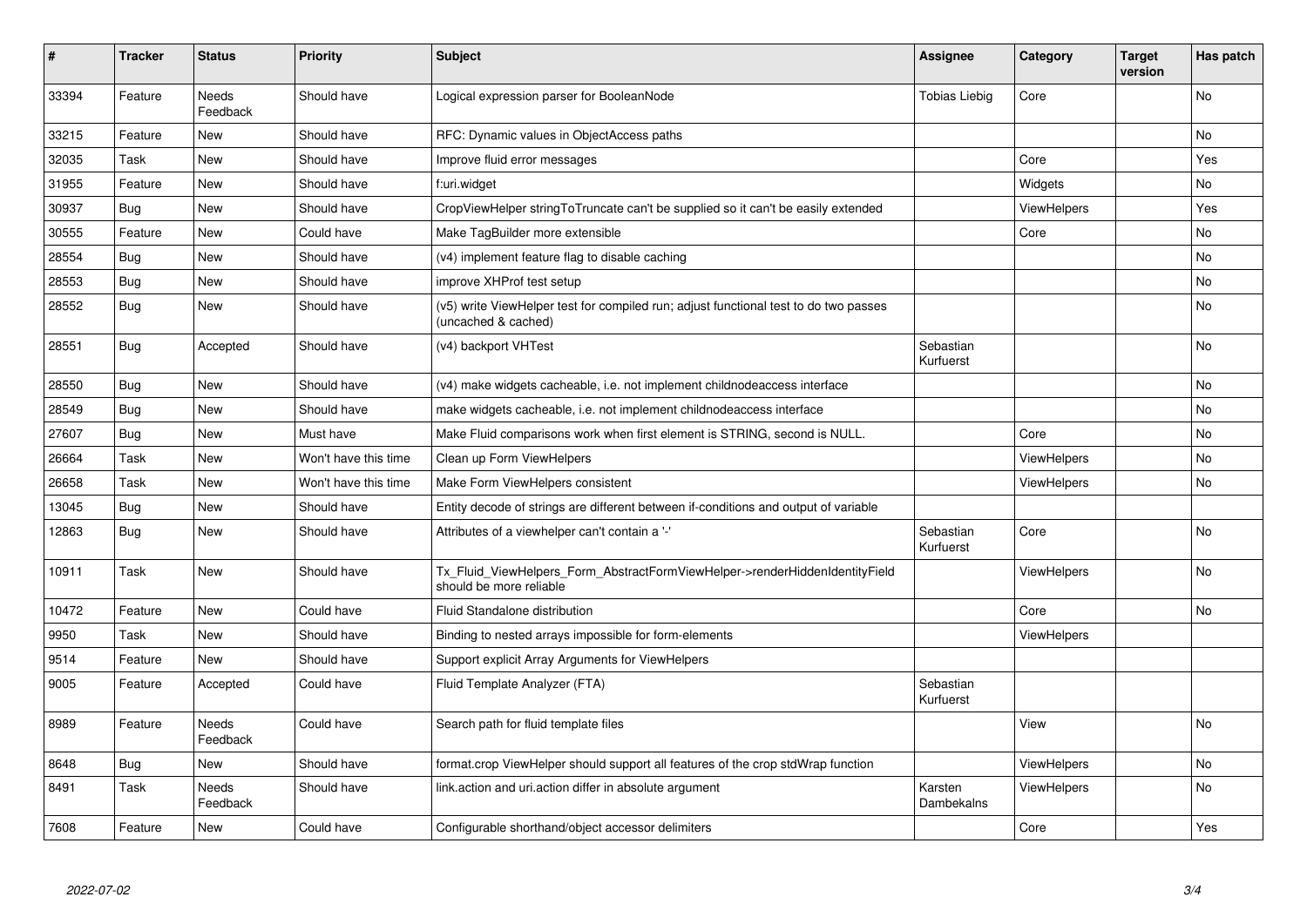| # | Tracker | Status | Priority | Subject | Assignee | Category | Target version | Has patch |
|---|---|---|---|---|---|---|---|---|
| 33394 | Feature | Needs Feedback | Should have | Logical expression parser for BooleanNode | Tobias Liebig | Core | | No |
| 33215 | Feature | New | Should have | RFC: Dynamic values in ObjectAccess paths | | | | No |
| 32035 | Task | New | Should have | Improve fluid error messages | | Core | | Yes |
| 31955 | Feature | New | Should have | f:uri.widget | | Widgets | | No |
| 30937 | Bug | New | Should have | CropViewHelper stringToTruncate can't be supplied so it can't be easily extended | | ViewHelpers | | Yes |
| 30555 | Feature | New | Could have | Make TagBuilder more extensible | | Core | | No |
| 28554 | Bug | New | Should have | (v4) implement feature flag to disable caching | | | | No |
| 28553 | Bug | New | Should have | improve XHProf test setup | | | | No |
| 28552 | Bug | New | Should have | (v5) write ViewHelper test for compiled run; adjust functional test to do two passes (uncached & cached) | | | | No |
| 28551 | Bug | Accepted | Should have | (v4) backport VHTest | Sebastian Kurfuerst | | | No |
| 28550 | Bug | New | Should have | (v4) make widgets cacheable, i.e. not implement childnodeaccess interface | | | | No |
| 28549 | Bug | New | Should have | make widgets cacheable, i.e. not implement childnodeaccess interface | | | | No |
| 27607 | Bug | New | Must have | Make Fluid comparisons work when first element is STRING, second is NULL. | | Core | | No |
| 26664 | Task | New | Won't have this time | Clean up Form ViewHelpers | | ViewHelpers | | No |
| 26658 | Task | New | Won't have this time | Make Form ViewHelpers consistent | | ViewHelpers | | No |
| 13045 | Bug | New | Should have | Entity decode of strings are different between if-conditions and output of variable | | | | |
| 12863 | Bug | New | Should have | Attributes of a viewhelper can't contain a '-' | Sebastian Kurfuerst | Core | | No |
| 10911 | Task | New | Should have | Tx_Fluid_ViewHelpers_Form_AbstractFormViewHelper->renderHiddenIdentityField should be more reliable | | ViewHelpers | | No |
| 10472 | Feature | New | Could have | Fluid Standalone distribution | | Core | | No |
| 9950 | Task | New | Should have | Binding to nested arrays impossible for form-elements | | ViewHelpers | | |
| 9514 | Feature | New | Should have | Support explicit Array Arguments for ViewHelpers | | | | |
| 9005 | Feature | Accepted | Could have | Fluid Template Analyzer (FTA) | Sebastian Kurfuerst | | | |
| 8989 | Feature | Needs Feedback | Could have | Search path for fluid template files | | View | | No |
| 8648 | Bug | New | Should have | format.crop ViewHelper should support all features of the crop stdWrap function | | ViewHelpers | | No |
| 8491 | Task | Needs Feedback | Should have | link.action and uri.action differ in absolute argument | Karsten Dambekalns | ViewHelpers | | No |
| 7608 | Feature | New | Could have | Configurable shorthand/object accessor delimiters | | Core | | Yes |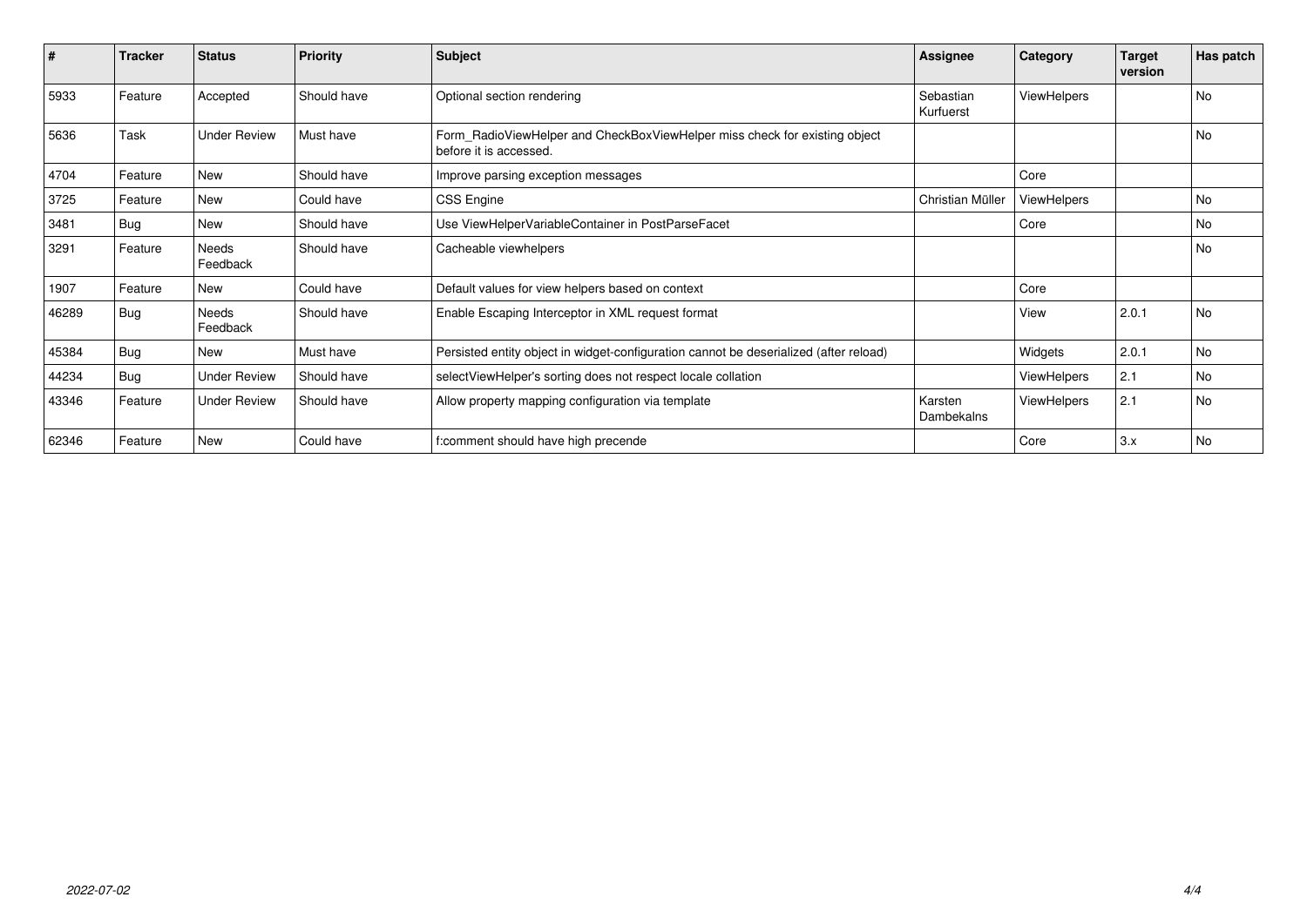| # | Tracker | Status | Priority | Subject | Assignee | Category | Target version | Has patch |
|---|---|---|---|---|---|---|---|---|
| 5933 | Feature | Accepted | Should have | Optional section rendering | Sebastian Kurfuerst | ViewHelpers | | No |
| 5636 | Task | Under Review | Must have | Form_RadioViewHelper and CheckBoxViewHelper miss check for existing object before it is accessed. | | | | No |
| 4704 | Feature | New | Should have | Improve parsing exception messages | | Core | | |
| 3725 | Feature | New | Could have | CSS Engine | Christian Müller | ViewHelpers | | No |
| 3481 | Bug | New | Should have | Use ViewHelperVariableContainer in PostParseFacet | | Core | | No |
| 3291 | Feature | Needs Feedback | Should have | Cacheable viewhelpers | | | | No |
| 1907 | Feature | New | Could have | Default values for view helpers based on context | | Core | | |
| 46289 | Bug | Needs Feedback | Should have | Enable Escaping Interceptor in XML request format | | View | 2.0.1 | No |
| 45384 | Bug | New | Must have | Persisted entity object in widget-configuration cannot be deserialized (after reload) | | Widgets | 2.0.1 | No |
| 44234 | Bug | Under Review | Should have | selectViewHelper's sorting does not respect locale collation | | ViewHelpers | 2.1 | No |
| 43346 | Feature | Under Review | Should have | Allow property mapping configuration via template | Karsten Dambekalns | ViewHelpers | 2.1 | No |
| 62346 | Feature | New | Could have | f:comment should have high precende | | Core | 3.x | No |